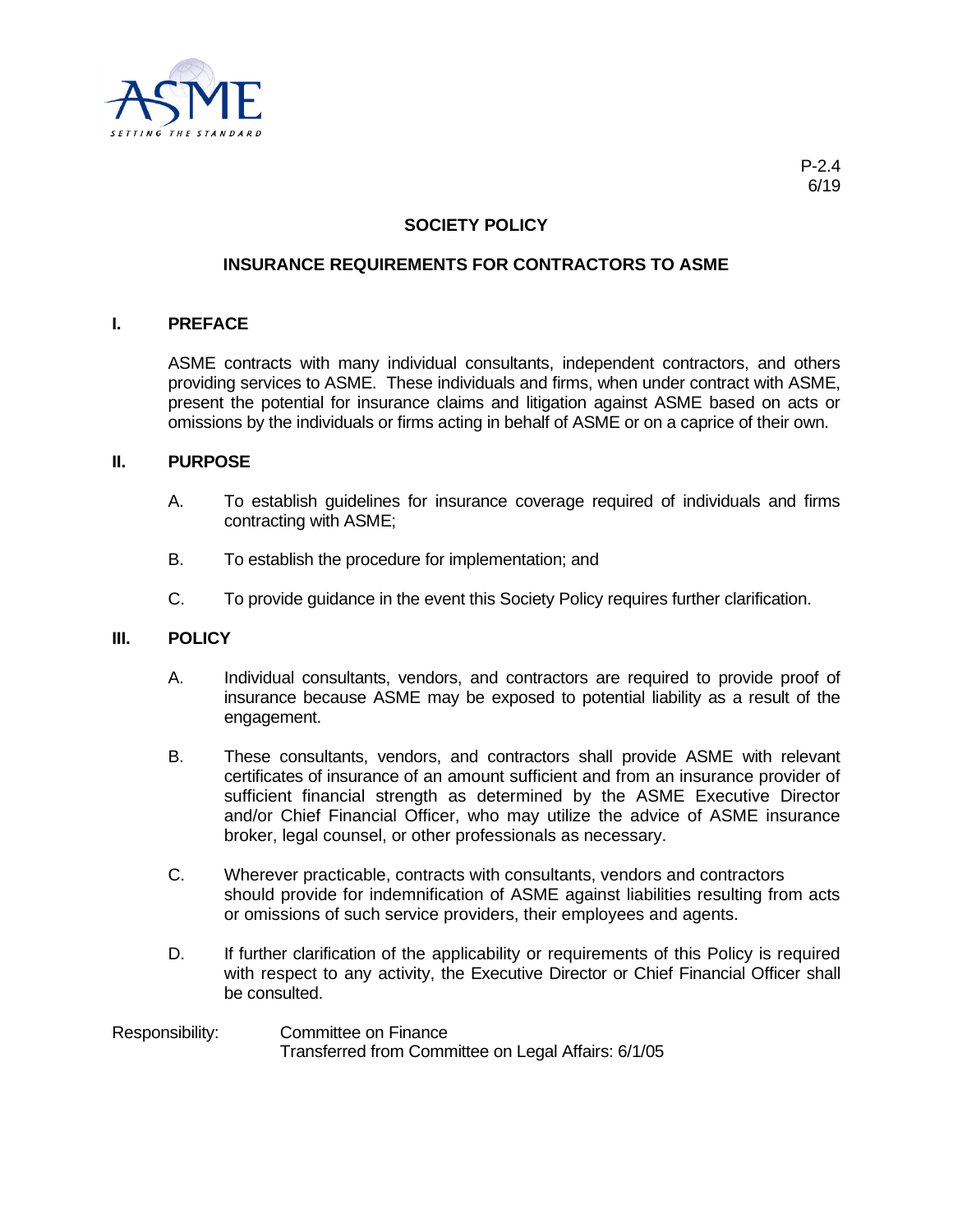P-2.4
6/19

# SOCIETY POLICY

## INSURANCE REQUIREMENTS FOR CONTRACTORS TO ASME

### I. PREFACE

ASME contracts with many individual consultants, independent contractors, and others providing services to ASME. These individuals and firms, when under contract with ASME, present the potential for insurance claims and litigation against ASME based on acts or omissions by the individuals or firms acting in behalf of ASME or on a caprice of their own.

### II. PURPOSE

A. To establish guidelines for insurance coverage required of individuals and firms contracting with ASME;

B. To establish the procedure for implementation; and

C. To provide guidance in the event this Society Policy requires further clarification.

### III. POLICY

A. Individual consultants, vendors, and contractors are required to provide proof of insurance because ASME may be exposed to potential liability as a result of the engagement.

B. These consultants, vendors, and contractors shall provide ASME with relevant certificates of insurance of an amount sufficient and from an insurance provider of sufficient financial strength as determined by the ASME Executive Director and/or Chief Financial Officer, who may utilize the advice of ASME insurance broker, legal counsel, or other professionals as necessary.

C. Wherever practicable, contracts with consultants, vendors and contractors should provide for indemnification of ASME against liabilities resulting from acts or omissions of such service providers, their employees and agents.

D. If further clarification of the applicability or requirements of this Policy is required with respect to any activity, the Executive Director or Chief Financial Officer shall be consulted.

Responsibility: Committee on Finance
Transferred from Committee on Legal Affairs: 6/1/05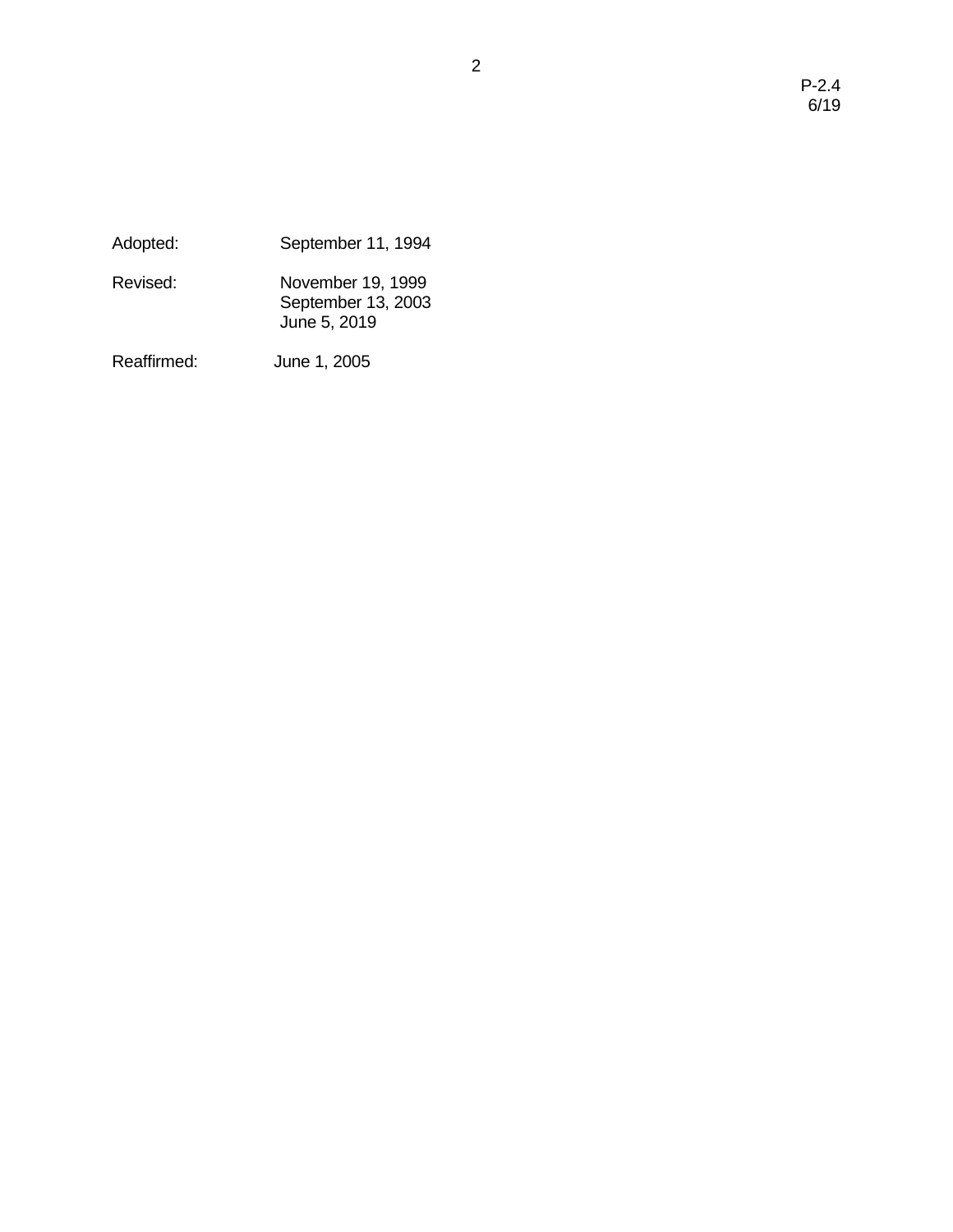Adopted: September 11, 1994

Revised: November 19, 1999
September 13, 2003
June 5, 2019

Reaffirmed: June 1, 2005